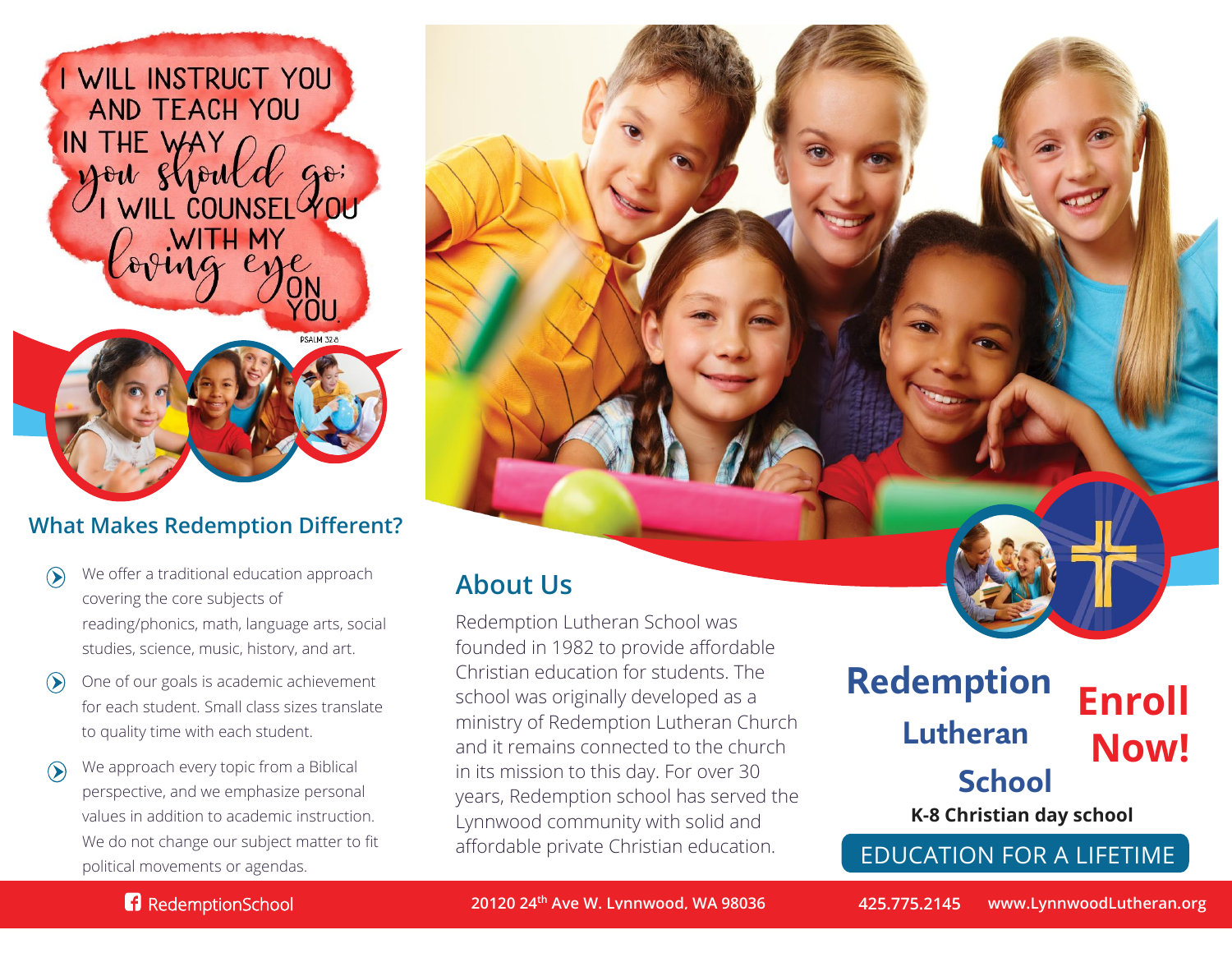I WILL INSTRUCT YOU AND TEACH YOU IN THE WAY *you should go;* I WILL COUNSEL YOU WITH MY *loving eye* ON YOU.

PSALM 32:8

## What Makes Redemption Different?

- We offer a traditional education approach covering the core subjects of reading/phonics, math, language arts, social studies, science, music, history, and art.
- One of our goals is academic achievement for each student. Small class sizes translate to quality time with each student.
- We approach every topic from a Biblical perspective, and we emphasize personal values in addition to academic instruction. We do not change our subject matter to fit political movements or agendas.

## About Us

Redemption Lutheran School was founded in 1982 to provide affordable Christian education for students. The school was originally developed as a ministry of Redemption Lutheran Church and it remains connected to the church in its mission to this day. For over 30 years, Redemption school has served the Lynnwood community with solid and affordable private Christian education.

# Redemption Lutheran School

**K-8 Christian day school**

# Enroll Now!

EDUCATION FOR A LIFETIME

RedemptionSchool

20120 24th Ave W. Lynnwood, WA 98036

425.775.2145 www.LynnwoodLutheran.org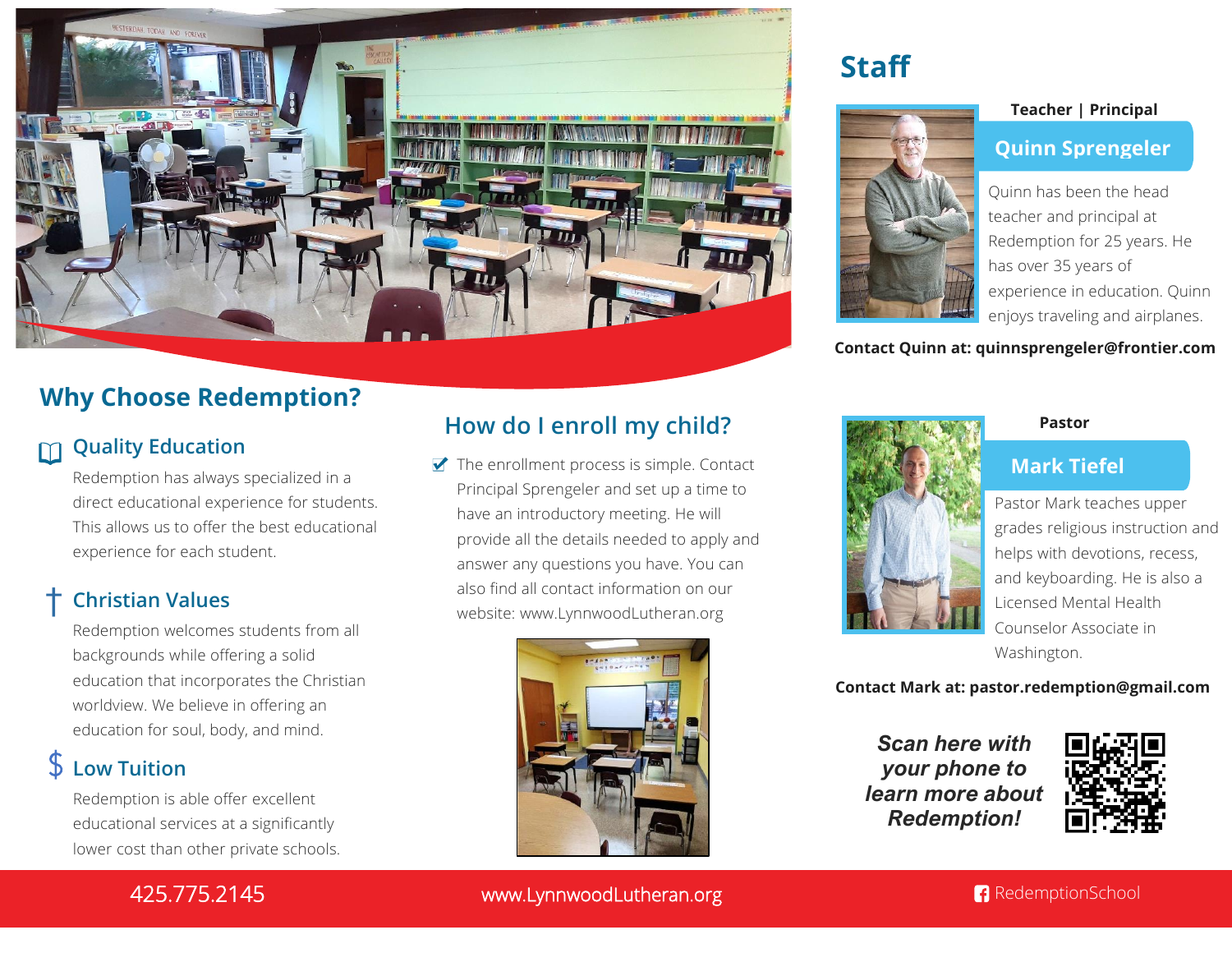## Why Choose Redemption?

### Quality Education

Redemption has always specialized in a direct educational experience for students. This allows us to offer the best educational experience for each student.

### Christian Values

Redemption welcomes students from all backgrounds while offering a solid education that incorporates the Christian worldview. We believe in offering an education for soul, body, and mind.

### Low Tuition

Redemption is able offer excellent educational services at a significantly lower cost than other private schools.

## How do I enroll my child?

- The enrollment process is simple. Contact Principal Sprengeler and set up a time to have an introductory meeting. He will provide all the details needed to apply and answer any questions you have. You can also find all contact information on our website: www.LynnwoodLutheran.org

## Staff

**Teacher | Principal**

### Quinn Sprengeler

Quinn has been the head teacher and principal at Redemption for 25 years. He has over 35 years of experience in education. Quinn enjoys traveling and airplanes.

**Contact Quinn at: quinnsprengeler@frontier.com**

**Pastor**

### Mark Tiefel

Pastor Mark teaches upper grades religious instruction and helps with devotions, recess, and keyboarding. He is also a Licensed Mental Health Counselor Associate in Washington.

**Contact Mark at: pastor.redemption@gmail.com**

***Scan here with your phone to learn more about Redemption!***

425.775.2145

www.LynnwoodLutheran.org

RedemptionSchool